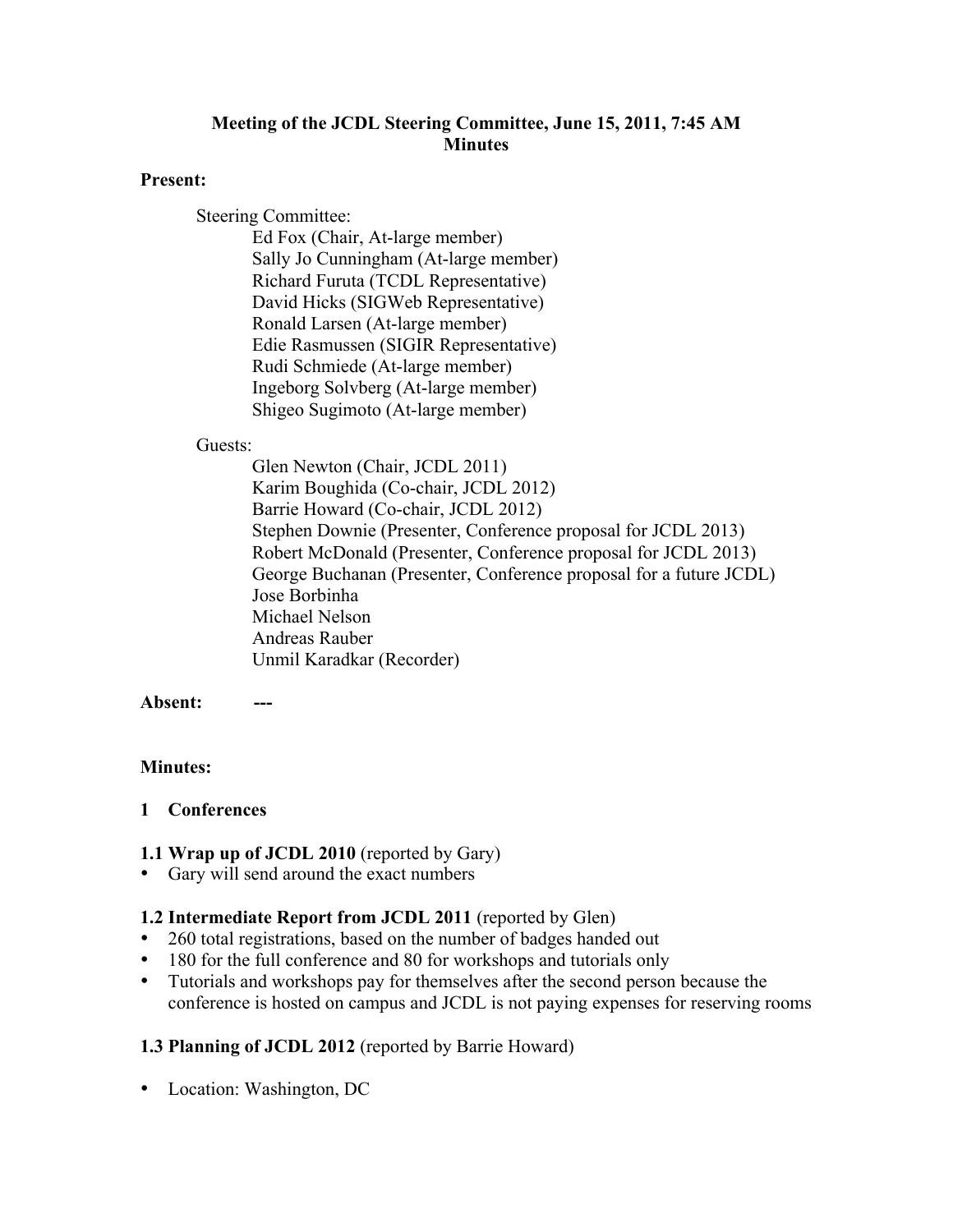**Meeting of the JCDL Steering Committee, June 15, 2011, 7:45 AM**
**Minutes**

**Present:**

Steering Committee:

- Ed Fox (Chair, At-large member)
- Sally Jo Cunningham (At-large member)
- Richard Furuta (TCDL Representative)
- David Hicks (SIGWeb Representative)
- Ronald Larsen (At-large member)
- Edie Rasmussen (SIGIR Representative)
- Rudi Schmiede (At-large member)
- Ingeborg Solvberg (At-large member)
- Shigeo Sugimoto (At-large member)

Guests:

- Glen Newton (Chair, JCDL 2011)
- Karim Boughida (Co-chair, JCDL 2012)
- Barrie Howard (Co-chair, JCDL 2012)
- Stephen Downie (Presenter, Conference proposal for JCDL 2013)
- Robert McDonald (Presenter, Conference proposal for JCDL 2013)
- George Buchanan (Presenter, Conference proposal for a future JCDL)
- Jose Borbinha
- Michael Nelson
- Andreas Rauber
- Unmil Karadkar (Recorder)

**Absent:** ---

**Minutes:**

## 1 Conferences

**1.1 Wrap up of JCDL 2010** (reported by Gary)

- Gary will send around the exact numbers

**1.2 Intermediate Report from JCDL 2011** (reported by Glen)

- 260 total registrations, based on the number of badges handed out
- 180 for the full conference and 80 for workshops and tutorials only
- Tutorials and workshops pay for themselves after the second person because the conference is hosted on campus and JCDL is not paying expenses for reserving rooms

**1.3 Planning of JCDL 2012** (reported by Barrie Howard)

- Location: Washington, DC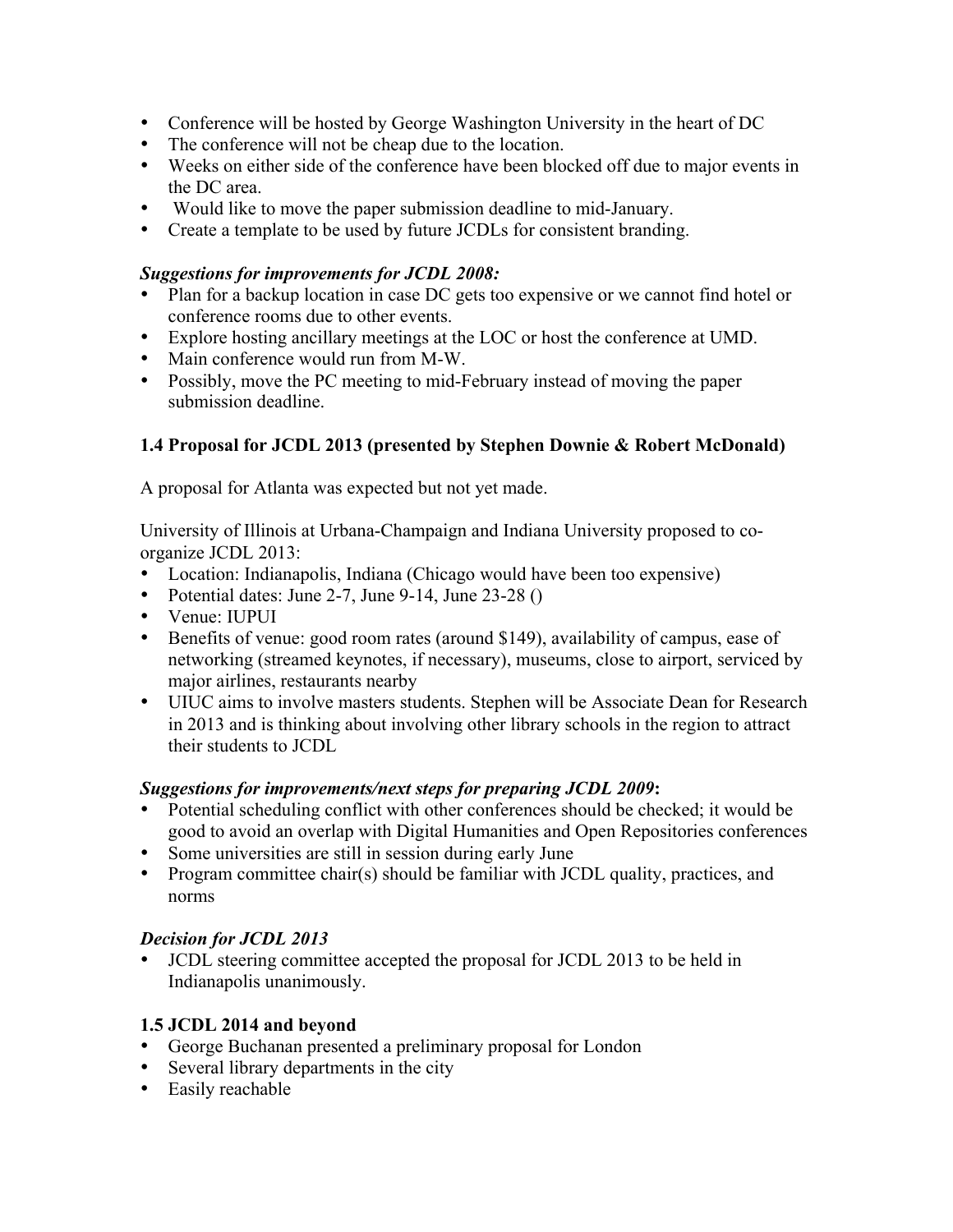- Conference will be hosted by George Washington University in the heart of DC
- The conference will not be cheap due to the location.
- Weeks on either side of the conference have been blocked off due to major events in the DC area.
- Would like to move the paper submission deadline to mid-January.
- Create a template to be used by future JCDLs for consistent branding.

***Suggestions for improvements for JCDL 2008:***

- Plan for a backup location in case DC gets too expensive or we cannot find hotel or conference rooms due to other events.
- Explore hosting ancillary meetings at the LOC or host the conference at UMD.
- Main conference would run from M-W.
- Possibly, move the PC meeting to mid-February instead of moving the paper submission deadline.

### 1.4 Proposal for JCDL 2013 (presented by Stephen Downie & Robert McDonald)

A proposal for Atlanta was expected but not yet made.

University of Illinois at Urbana-Champaign and Indiana University proposed to co-organize JCDL 2013:

- Location: Indianapolis, Indiana (Chicago would have been too expensive)
- Potential dates: June 2-7, June 9-14, June 23-28 ()
- Venue: IUPUI
- Benefits of venue: good room rates (around $149), availability of campus, ease of networking (streamed keynotes, if necessary), museums, close to airport, serviced by major airlines, restaurants nearby
- UIUC aims to involve masters students. Stephen will be Associate Dean for Research in 2013 and is thinking about involving other library schools in the region to attract their students to JCDL

***Suggestions for improvements/next steps for preparing JCDL 2009*:**

- Potential scheduling conflict with other conferences should be checked; it would be good to avoid an overlap with Digital Humanities and Open Repositories conferences
- Some universities are still in session during early June
- Program committee chair(s) should be familiar with JCDL quality, practices, and norms

***Decision for JCDL 2013***

- JCDL steering committee accepted the proposal for JCDL 2013 to be held in Indianapolis unanimously.

### 1.5 JCDL 2014 and beyond

- George Buchanan presented a preliminary proposal for London
- Several library departments in the city
- Easily reachable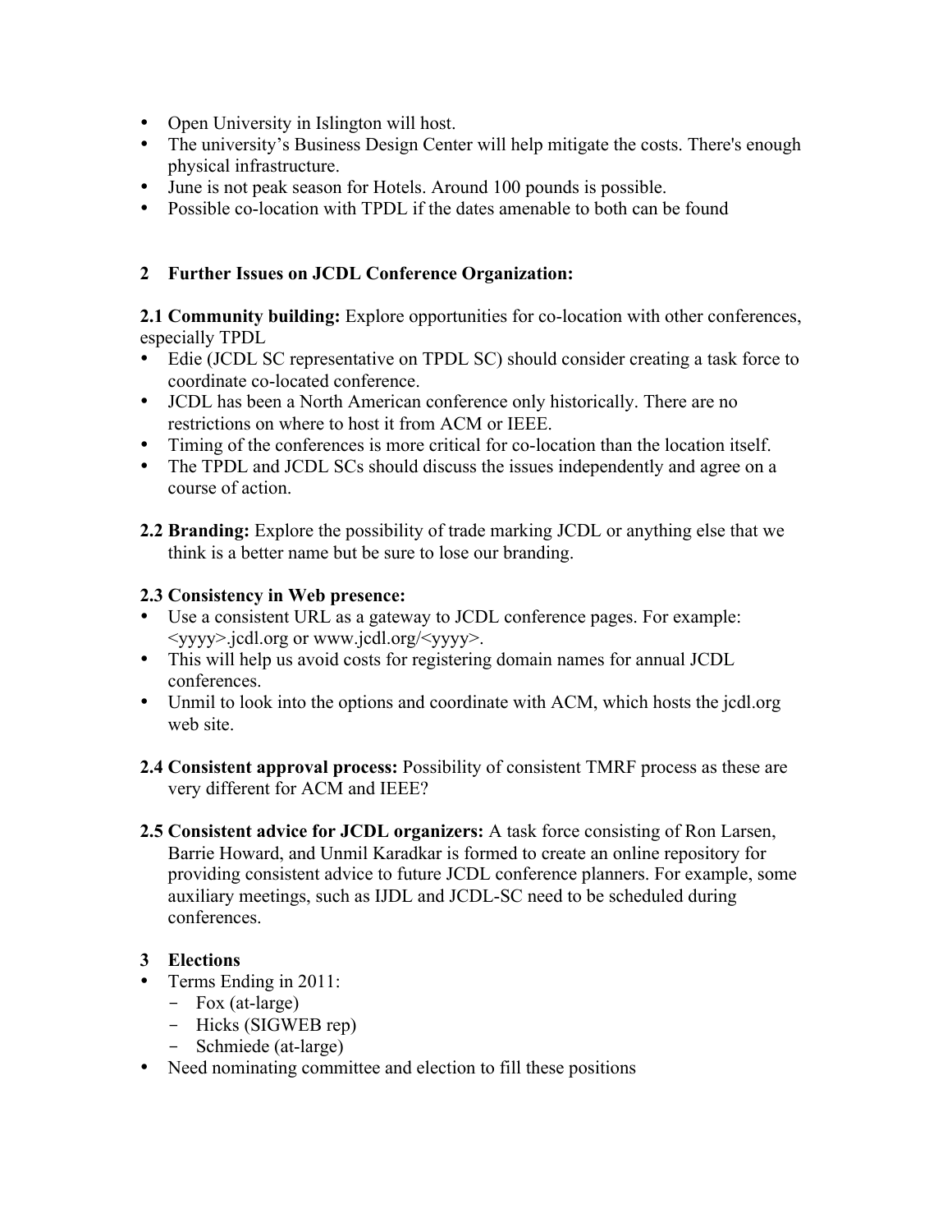- Open University in Islington will host.
- The university's Business Design Center will help mitigate the costs. There's enough physical infrastructure.
- June is not peak season for Hotels. Around 100 pounds is possible.
- Possible co-location with TPDL if the dates amenable to both can be found

## 2 Further Issues on JCDL Conference Organization:

**2.1 Community building:** Explore opportunities for co-location with other conferences, especially TPDL

- Edie (JCDL SC representative on TPDL SC) should consider creating a task force to coordinate co-located conference.
- JCDL has been a North American conference only historically. There are no restrictions on where to host it from ACM or IEEE.
- Timing of the conferences is more critical for co-location than the location itself.
- The TPDL and JCDL SCs should discuss the issues independently and agree on a course of action.

**2.2 Branding:** Explore the possibility of trade marking JCDL or anything else that we think is a better name but be sure to lose our branding.

**2.3 Consistency in Web presence:**

- Use a consistent URL as a gateway to JCDL conference pages. For example: <yyyy>.jcdl.org or www.jcdl.org/<yyyy>.
- This will help us avoid costs for registering domain names for annual JCDL conferences.
- Unmil to look into the options and coordinate with ACM, which hosts the jcdl.org web site.

**2.4 Consistent approval process:** Possibility of consistent TMRF process as these are very different for ACM and IEEE?

**2.5 Consistent advice for JCDL organizers:** A task force consisting of Ron Larsen, Barrie Howard, and Unmil Karadkar is formed to create an online repository for providing consistent advice to future JCDL conference planners. For example, some auxiliary meetings, such as IJDL and JCDL-SC need to be scheduled during conferences.

## 3 Elections

- Terms Ending in 2011:
  - Fox (at-large)
  - Hicks (SIGWEB rep)
  - Schmiede (at-large)
- Need nominating committee and election to fill these positions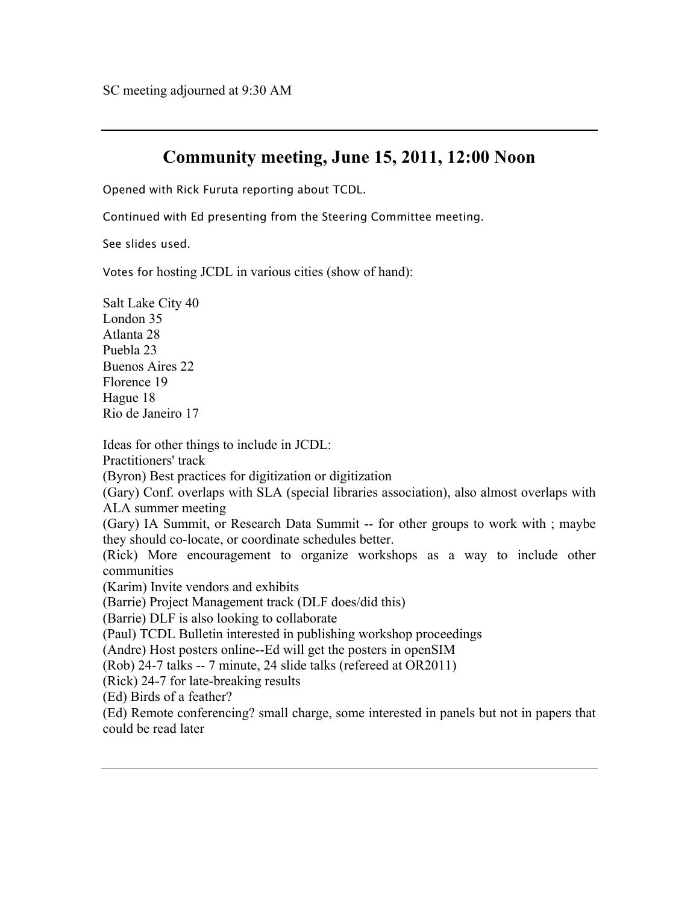SC meeting adjourned at 9:30 AM

---

## Community meeting, June 15, 2011, 12:00 Noon

Opened with Rick Furuta reporting about TCDL.

Continued with Ed presenting from the Steering Committee meeting.

See slides used.

Votes for hosting JCDL in various cities (show of hand):

Salt Lake City 40
London 35
Atlanta 28
Puebla 23
Buenos Aires 22
Florence 19
Hague 18
Rio de Janeiro 17

Ideas for other things to include in JCDL:
Practitioners' track
(Byron) Best practices for digitization or digitization
(Gary) Conf. overlaps with SLA (special libraries association), also almost overlaps with ALA summer meeting
(Gary) IA Summit, or Research Data Summit -- for other groups to work with ; maybe they should co-locate, or coordinate schedules better.
(Rick) More encouragement to organize workshops as a way to include other communities
(Karim) Invite vendors and exhibits
(Barrie) Project Management track (DLF does/did this)
(Barrie) DLF is also looking to collaborate
(Paul) TCDL Bulletin interested in publishing workshop proceedings
(Andre) Host posters online--Ed will get the posters in openSIM
(Rob) 24-7 talks -- 7 minute, 24 slide talks (refereed at OR2011)
(Rick) 24-7 for late-breaking results
(Ed) Birds of a feather?
(Ed) Remote conferencing? small charge, some interested in panels but not in papers that could be read later

---